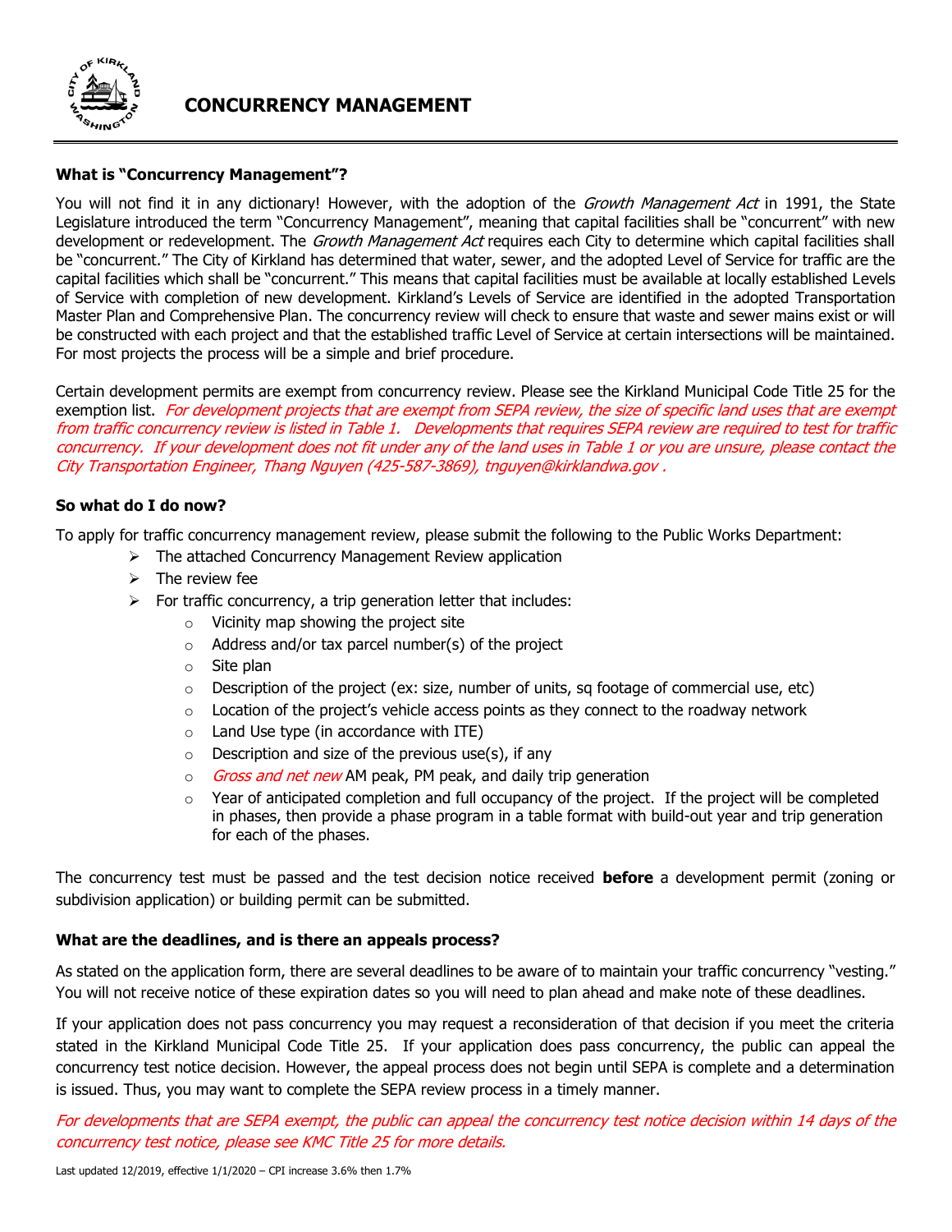# CONCURRENCY MANAGEMENT

## What is "Concurrency Management"?

You will not find it in any dictionary! However, with the adoption of the *Growth Management Act* in 1991, the State Legislature introduced the term "Concurrency Management", meaning that capital facilities shall be "concurrent" with new development or redevelopment. The *Growth Management Act* requires each City to determine which capital facilities shall be "concurrent." The City of Kirkland has determined that water, sewer, and the adopted Level of Service for traffic are the capital facilities which shall be "concurrent." This means that capital facilities must be available at locally established Levels of Service with completion of new development. Kirkland's Levels of Service are identified in the adopted Transportation Master Plan and Comprehensive Plan. The concurrency review will check to ensure that waste and sewer mains exist or will be constructed with each project and that the established traffic Level of Service at certain intersections will be maintained. For most projects the process will be a simple and brief procedure.

Certain development permits are exempt from concurrency review. Please see the Kirkland Municipal Code Title 25 for the exemption list. *For development projects that are exempt from SEPA review, the size of specific land uses that are exempt from traffic concurrency review is listed in Table 1. Developments that requires SEPA review are required to test for traffic concurrency. If your development does not fit under any of the land uses in Table 1 or you are unsure, please contact the City Transportation Engineer, Thang Nguyen (425-587-3869), tnguyen@kirklandwa.gov .*

## So what do I do now?

To apply for traffic concurrency management review, please submit the following to the Public Works Department:

- The attached Concurrency Management Review application
- The review fee
- For traffic concurrency, a trip generation letter that includes:
  - Vicinity map showing the project site
  - Address and/or tax parcel number(s) of the project
  - Site plan
  - Description of the project (ex: size, number of units, sq footage of commercial use, etc)
  - Location of the project's vehicle access points as they connect to the roadway network
  - Land Use type (in accordance with ITE)
  - Description and size of the previous use(s), if any
  - *Gross and net new* AM peak, PM peak, and daily trip generation
  - Year of anticipated completion and full occupancy of the project. If the project will be completed in phases, then provide a phase program in a table format with build-out year and trip generation for each of the phases.

The concurrency test must be passed and the test decision notice received **before** a development permit (zoning or subdivision application) or building permit can be submitted.

## What are the deadlines, and is there an appeals process?

As stated on the application form, there are several deadlines to be aware of to maintain your traffic concurrency "vesting." You will not receive notice of these expiration dates so you will need to plan ahead and make note of these deadlines.

If your application does not pass concurrency you may request a reconsideration of that decision if you meet the criteria stated in the Kirkland Municipal Code Title 25. If your application does pass concurrency, the public can appeal the concurrency test notice decision. However, the appeal process does not begin until SEPA is complete and a determination is issued. Thus, you may want to complete the SEPA review process in a timely manner.

*For developments that are SEPA exempt, the public can appeal the concurrency test notice decision within 14 days of the concurrency test notice, please see KMC Title 25 for more details.*

Last updated 12/2019, effective 1/1/2020 – CPI increase 3.6% then 1.7%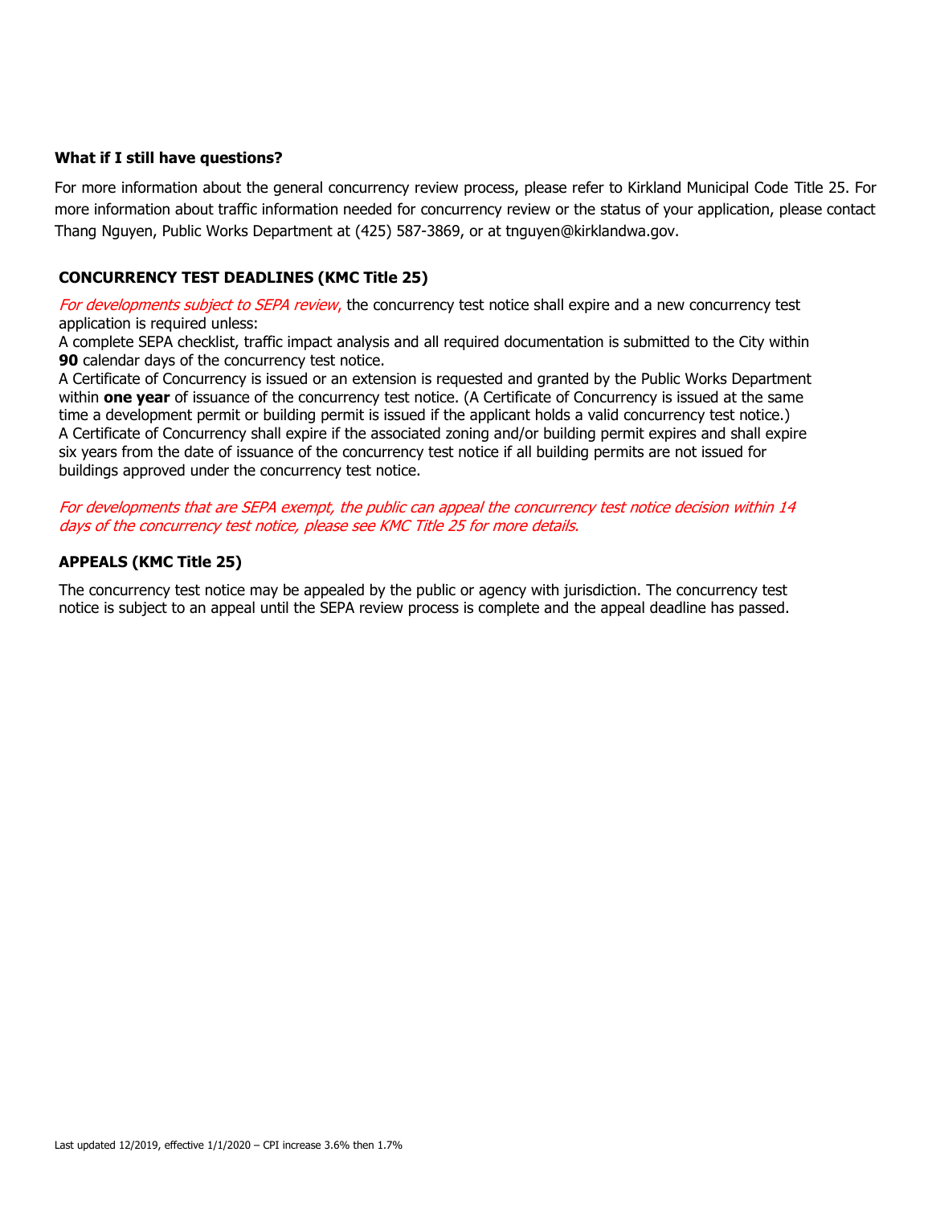### What if I still have questions?

For more information about the general concurrency review process, please refer to Kirkland Municipal Code Title 25. For more information about traffic information needed for concurrency review or the status of your application, please contact Thang Nguyen, Public Works Department at (425) 587-3869, or at tnguyen@kirklandwa.gov.

### CONCURRENCY TEST DEADLINES (KMC Title 25)

*For developments subject to SEPA review,* the concurrency test notice shall expire and a new concurrency test application is required unless:

A complete SEPA checklist, traffic impact analysis and all required documentation is submitted to the City within **90** calendar days of the concurrency test notice.

A Certificate of Concurrency is issued or an extension is requested and granted by the Public Works Department within **one year** of issuance of the concurrency test notice. (A Certificate of Concurrency is issued at the same time a development permit or building permit is issued if the applicant holds a valid concurrency test notice.)

A Certificate of Concurrency shall expire if the associated zoning and/or building permit expires and shall expire six years from the date of issuance of the concurrency test notice if all building permits are not issued for buildings approved under the concurrency test notice.

*For developments that are SEPA exempt, the public can appeal the concurrency test notice decision within 14 days of the concurrency test notice, please see KMC Title 25 for more details.*

### APPEALS (KMC Title 25)

The concurrency test notice may be appealed by the public or agency with jurisdiction. The concurrency test notice is subject to an appeal until the SEPA review process is complete and the appeal deadline has passed.

Last updated 12/2019, effective 1/1/2020 – CPI increase 3.6% then 1.7%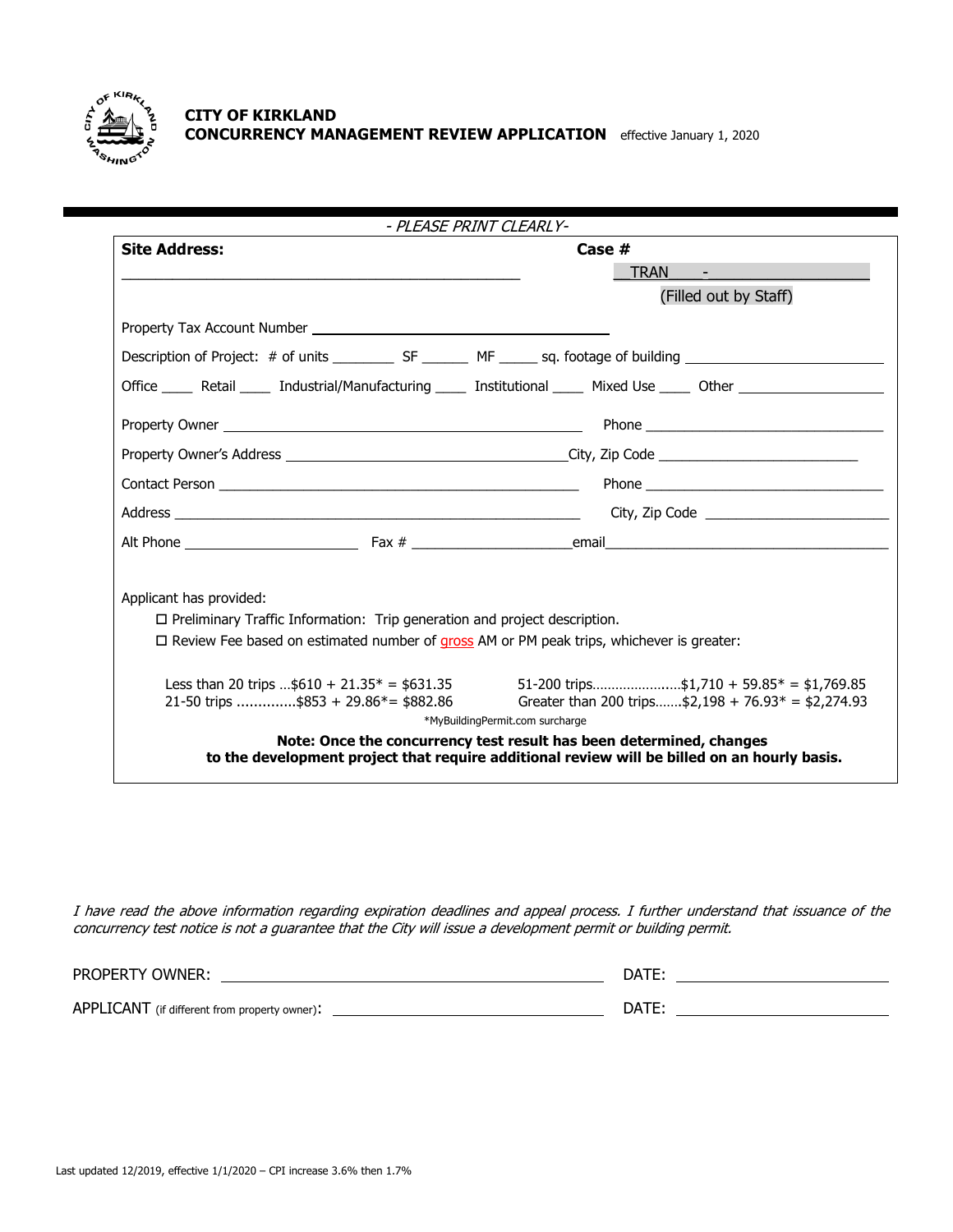**CITY OF KIRKLAND**
**CONCURRENCY MANAGEMENT REVIEW APPLICATION** effective January 1, 2020

*- PLEASE PRINT CLEARLY-*

**Site Address:** ____________________________________________

**Case #** TRAN - ____________________
(Filled out by Staff)

Property Tax Account Number ____________________________________

Description of Project: # of units ________ SF ______ MF _____ sq. footage of building ________________________

Office ____ Retail ____ Industrial/Manufacturing ____ Institutional ____ Mixed Use ____ Other __________________

Property Owner ________________________________________ Phone ______________________________

Property Owner's Address ________________________________ City, Zip Code ________________________

Contact Person ________________________________________ Phone ______________________________

Address _____________________________________________ City, Zip Code ________________________

Alt Phone ______________________ Fax # ____________________ email__________________________________

Applicant has provided:

- ☐ Preliminary Traffic Information: Trip generation and project description.
- ☐ Review Fee based on estimated number of gross AM or PM peak trips, whichever is greater:

Less than 20 trips …$610 + 21.35* = $631.35
21-50 trips .............$853 + 29.86*= $882.86
51-200 trips…………………..$1,710 + 59.85* = $1,769.85
Greater than 200 trips…….$2,198 + 76.93* = $2,274.93

*MyBuildingPermit.com surcharge

**Note: Once the concurrency test result has been determined, changes to the development project that require additional review will be billed on an hourly basis.**

*I have read the above information regarding expiration deadlines and appeal process. I further understand that issuance of the concurrency test notice is not a guarantee that the City will issue a development permit or building permit.*

PROPERTY OWNER: ________________________________________ DATE: ________________________

APPLICANT (if different from property owner): ______________________________ DATE: ________________________

Last updated 12/2019, effective 1/1/2020 – CPI increase 3.6% then 1.7%